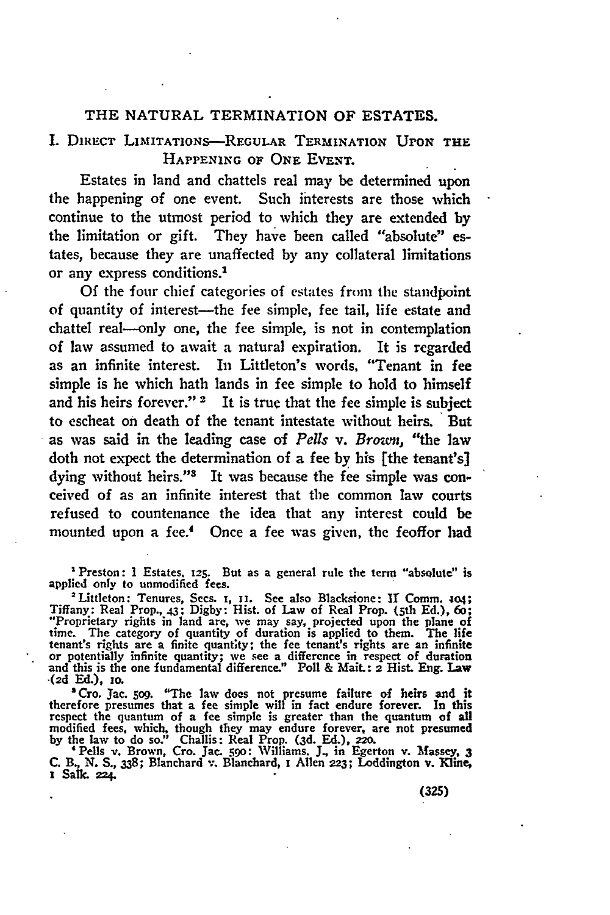# THE NATURAL TERMINATION OF ESTATES.

## I. Direct Limitations—Regular Termination Upon the Happening of One Event.

Estates in land and chattels real may be determined upon the happening of one event. Such interests are those which continue to the utmost period to which they are extended by the limitation or gift. They have been called "absolute" estates, because they are unaffected by any collateral limitations or any express conditions.[1]

Of the four chief categories of estates from the standpoint of quantity of interest—the fee simple, fee tail, life estate and chattel real—only one, the fee simple, is not in contemplation of law assumed to await a natural expiration. It is regarded as an infinite interest. In Littleton's words, "Tenant in fee simple is he which hath lands in fee simple to hold to himself and his heirs forever."[2] It is true that the fee simple is subject to escheat on death of the tenant intestate without heirs. But as was said in the leading case of *Pells* v. *Brown*, "the law doth not expect the determination of a fee by his [the tenant's] dying without heirs."[3] It was because the fee simple was conceived of as an infinite interest that the common law courts refused to countenance the idea that any interest could be mounted upon a fee.[4] Once a fee was given, the feoffor had

---

[1] Preston: 1 Estates, 125. But as a general rule the term "absolute" is applied only to unmodified fees.

[2] Littleton: Tenures, Secs. 1, 11. See also Blackstone: II Comm. 104; Tiffany: Real Prop., 43; Digby: Hist. of Law of Real Prop. (5th Ed.), 60; "Proprietary rights in land are, we may say, projected upon the plane of time. The category of quantity of duration is applied to them. The life tenant's rights are a finite quantity; the fee tenant's rights are an infinite or potentially infinite quantity; we see a difference in respect of duration and this is the one fundamental difference." Poll & Mait.: 2 Hist. Eng. Law (2d Ed.), 10.

[3] Cro. Jac. 509. "The law does not presume failure of heirs and it therefore presumes that a fee simple will in fact endure forever. In this respect the quantum of a fee simple is greater than the quantum of all modified fees, which, though they may endure forever, are not presumed by the law to do so." Challis: Real Prop. (3d. Ed.), 220.

[4] Pells v. Brown, Cro. Jac. 590: Williams, J., in Egerton v. Massey, 3 C. B., N. S., 338; Blanchard v. Blanchard, 1 Allen 223; Loddington v. Kline, 1 Salk. 224.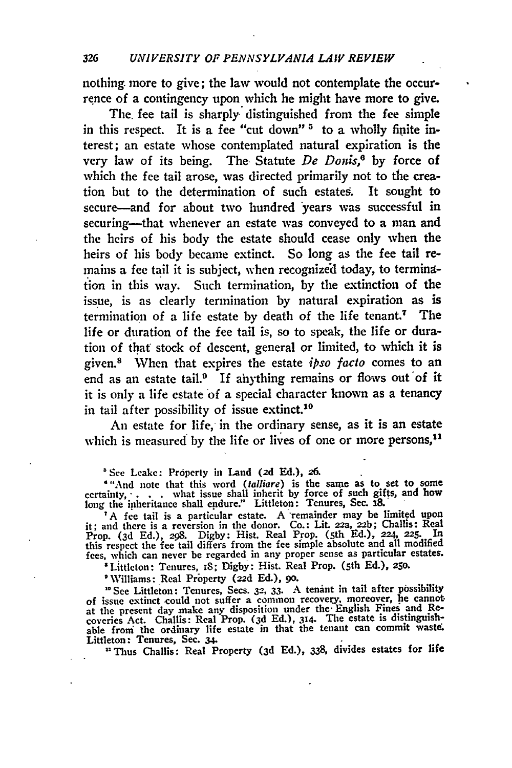nothing more to give; the law would not contemplate the occurrence of a contingency upon which he might have more to give.

The fee tail is sharply distinguished from the fee simple in this respect. It is a fee "cut down" [5] to a wholly finite interest; an estate whose contemplated natural expiration is the very law of its being. The Statute *De Donis*,[6] by force of which the fee tail arose, was directed primarily not to the creation but to the determination of such estates. It sought to secure—and for about two hundred years was successful in securing—that whenever an estate was conveyed to a man and the heirs of his body the estate should cease only when the heirs of his body became extinct. So long as the fee tail remains a fee tail it is subject, when recognized today, to termination in this way. Such termination, by the extinction of the issue, is as clearly termination by natural expiration as is termination of a life estate by death of the life tenant.[7] The life or duration of the fee tail is, so to speak, the life or duration of that stock of descent, general or limited, to which it is given.[8] When that expires the estate *ipso facto* comes to an end as an estate tail.[9] If anything remains or flows out of it it is only a life estate of a special character known as a tenancy in tail after possibility of issue extinct.[10]

An estate for life, in the ordinary sense, as it is an estate which is measured by the life or lives of one or more persons,[11]

---

[5] See Leake: Property in Land (2d Ed.), 26.

[6] "And note that this word (*talliare*) is the same as to set to some certainty, . . . what issue shall inherit by force of such gifts, and how long the inheritance shall endure." Littleton: Tenures, Sec. 18.

[7] A fee tail is a particular estate. A remainder may be limited upon it; and there is a reversion in the donor. Co.: Lit. 22a, 22b; Challis: Real Prop. (3d Ed.), 298. Digby: Hist. Real Prop. (5th Ed.), 224, 225. In this respect the fee tail differs from the fee simple absolute and all modified fees, which can never be regarded in any proper sense as particular estates.

[8] Littleton: Tenures, 18; Digby: Hist. Real Prop. (5th Ed.), 250.

[9] Williams: Real Property (22d Ed.), 90.

[10] See Littleton: Tenures, Secs. 32, 33. A tenant in tail after possibility of issue extinct could not suffer a common recovery, moreover, he cannot at the present day make any disposition under the English Fines and Recoveries Act. Challis: Real Prop. (3d Ed.), 314. The estate is distinguishable from the ordinary life estate in that the tenant can commit waste. Littleton: Tenures, Sec. 34.

[11] Thus Challis: Real Property (3d Ed.), 338, divides estates for life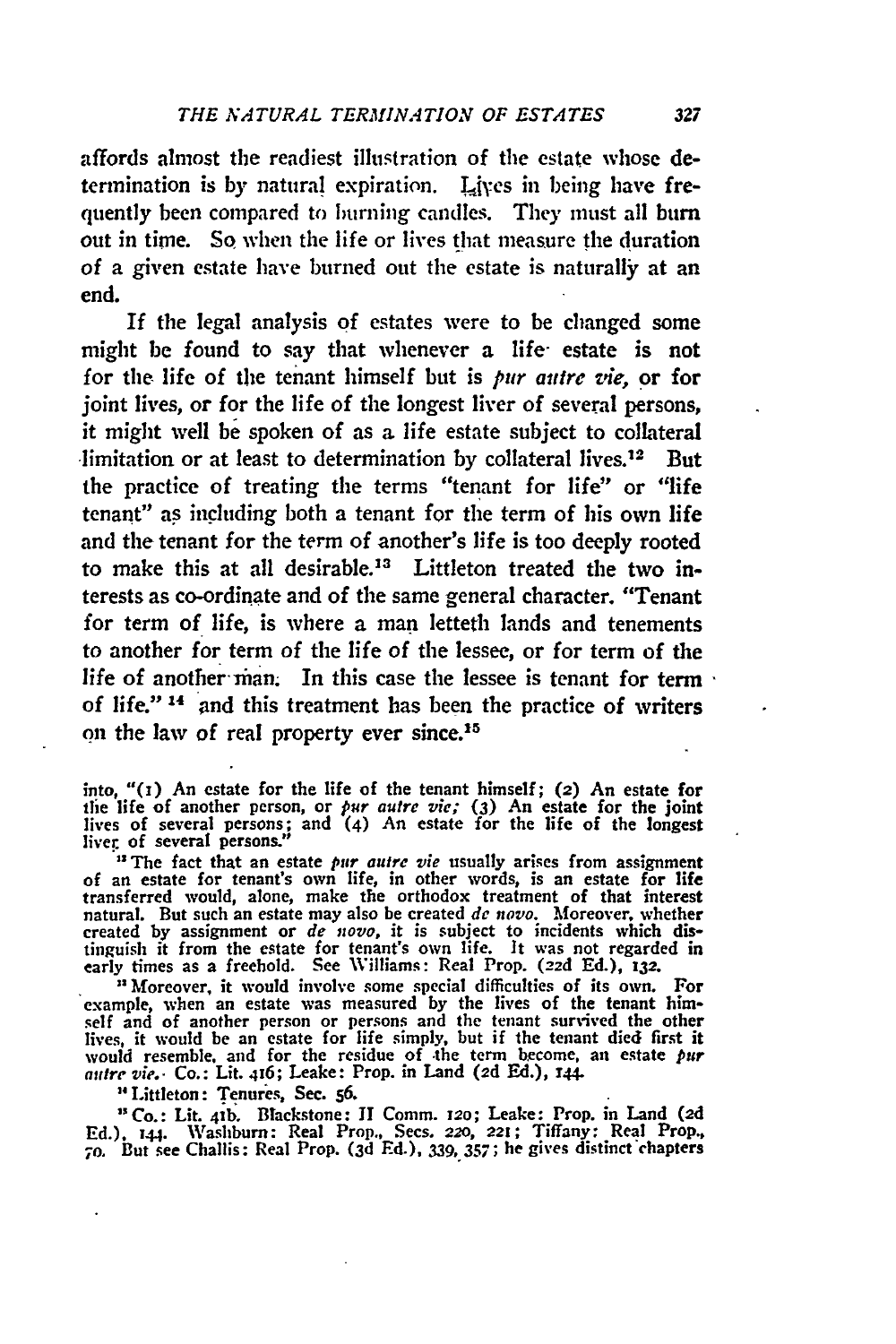affords almost the readiest illustration of the estate whose determination is by natural expiration. Lives in being have frequently been compared to burning candles. They must all burn out in time. So when the life or lives that measure the duration of a given estate have burned out the estate is naturally at an end.

If the legal analysis of estates were to be changed some might be found to say that whenever a life estate is not for the life of the tenant himself but is *pur autre vie*, or for joint lives, or for the life of the longest liver of several persons, it might well be spoken of as a life estate subject to collateral limitation or at least to determination by collateral lives.[12] But the practice of treating the terms "tenant for life" or "life tenant" as including both a tenant for the term of his own life and the tenant for the term of another's life is too deeply rooted to make this at all desirable.[13] Littleton treated the two interests as co-ordinate and of the same general character. "Tenant for term of life, is where a man letteth lands and tenements to another for term of the life of the lessee, or for term of the life of another man. In this case the lessee is tenant for term of life."[14] and this treatment has been the practice of writers on the law of real property ever since.[15]

---

into, "(1) An estate for the life of the tenant himself; (2) An estate for the life of another person, or *pur autre vie;* (3) An estate for the joint lives of several persons; and (4) An estate for the life of the longest liver of several persons."

[12] The fact that an estate *pur autre vie* usually arises from assignment of an estate for tenant's own life, in other words, is an estate for life transferred would, alone, make the orthodox treatment of that interest natural. But such an estate may also be created *de novo*. Moreover, whether created by assignment or *de novo*, it is subject to incidents which distinguish it from the estate for tenant's own life. It was not regarded in early times as a freehold. See Williams: Real Prop. (22d Ed.), 132.

[13] Moreover, it would involve some special difficulties of its own. For example, when an estate was measured by the lives of the tenant himself and of another person or persons and the tenant survived the other lives, it would be an estate for life simply, but if the tenant died first it would resemble, and for the residue of the term become, an estate *pur autre vie*. Co.: Lit. 41б; Leake: Prop. in Land (2d Ed.), 144.

[14] Littleton: Tenures, Sec. 56.

[15] Co.: Lit. 41b. Blackstone: II Comm. 120; Leake: Prop. in Land (2d Ed.), 144. Washburn: Real Prop., Secs. 220, 221; Tiffany: Real Prop., 70. But see Challis: Real Prop. (3d Ed.), 339, 357; he gives distinct chapters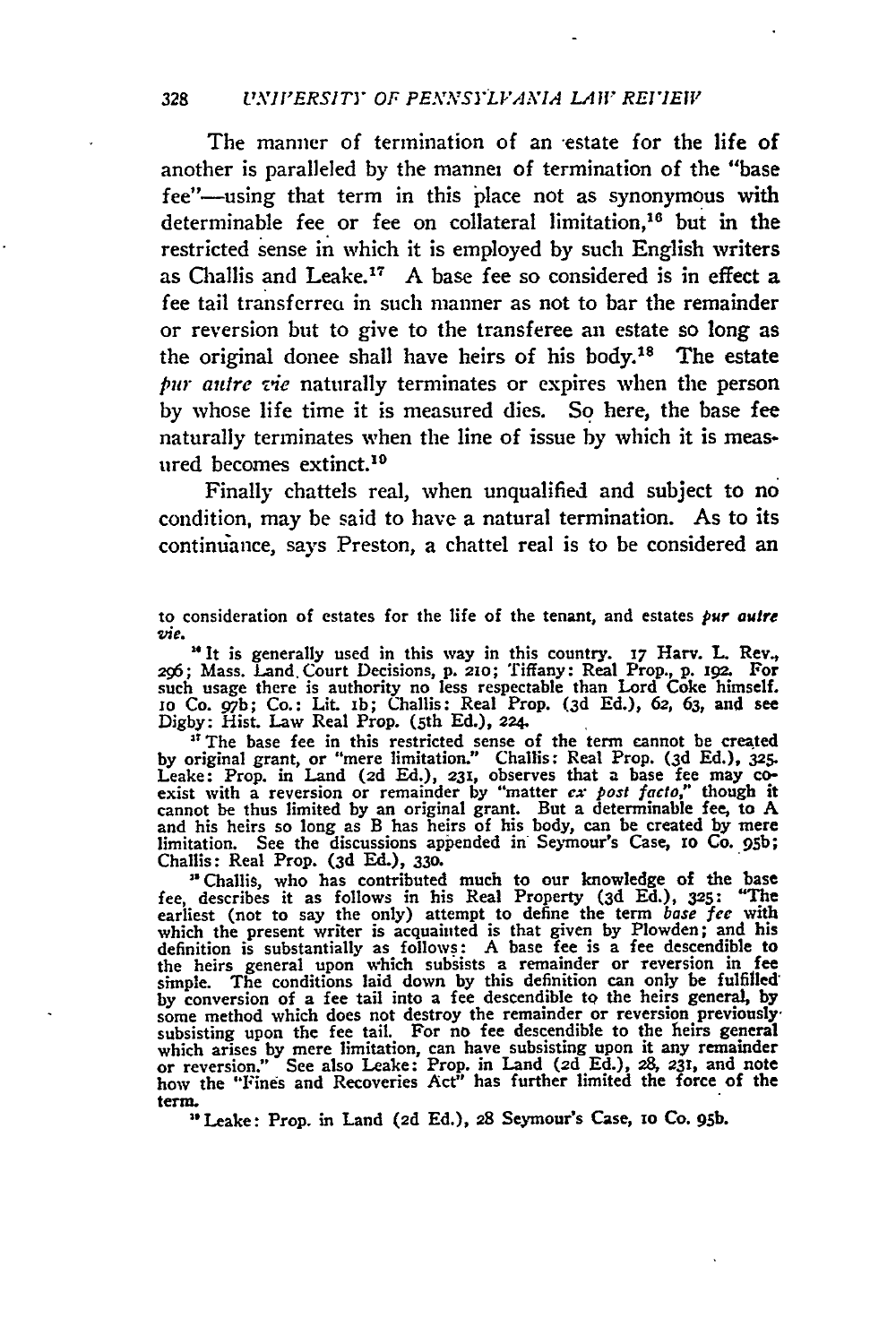The manner of termination of an estate for the life of another is paralleled by the mannei of termination of the "base fee"—using that term in this place not as synonymous with determinable fee or fee on collateral limitation,[16] but in the restricted sense in which it is employed by such English writers as Challis and Leake.[17] A base fee so considered is in effect a fee tail transferred in such manner as not to bar the remainder or reversion but to give to the transferee an estate so long as the original donee shall have heirs of his body.[18] The estate *pur autre vie* naturally terminates or expires when the person by whose life time it is measured dies. So here, the base fee naturally terminates when the line of issue by which it is measured becomes extinct.[19]

Finally chattels real, when unqualified and subject to no condition, may be said to have a natural termination. As to its continuance, says Preston, a chattel real is to be considered an

---

to consideration of estates for the life of the tenant, and estates *pur autre vie*.

[16] It is generally used in this way in this country. 17 Harv. L. Rev., 296; Mass. Land Court Decisions, p. 210; Tiffany: Real Prop., p. 192. For such usage there is authority no less respectable than Lord Coke himself. 10 Co. 97b; Co.: Lit. 1b; Challis: Real Prop. (3d Ed.), 62, 63, and see Digby: Hist. Law Real Prop. (5th Ed.), 224.

[17] The base fee in this restricted sense of the term cannot be created by original grant, or "mere limitation." Challis: Real Prop. (3d Ed.), 325. Leake: Prop. in Land (2d Ed.), 231, observes that a base fee may co-exist with a reversion or remainder by "matter *ex post facto*," though it cannot be thus limited by an original grant. But a determinable fee, to A and his heirs so long as B has heirs of his body, can be created by mere limitation. See the discussions appended in Seymour's Case, 10 Co. 95b; Challis: Real Prop. (3d Ed.), 330.

[18] Challis, who has contributed much to our knowledge of the base fee, describes it as follows in his Real Property (3d Ed.), 325: "The earliest (not to say the only) attempt to define the term *base fee* with which the present writer is acquainted is that given by Plowden; and his definition is substantially as follows: A base fee is a fee descendible to the heirs general upon which subsists a remainder or reversion in fee simple. The conditions laid down by this definition can only be fulfilled by conversion of a fee tail into a fee descendible to the heirs general, by some method which does not destroy the remainder or reversion previously subsisting upon the fee tail. For no fee descendible to the heirs general which arises by mere limitation, can have subsisting upon it any remainder or reversion." See also Leake: Prop. in Land (2d Ed.), 28, 231, and note how the "Fines and Recoveries Act" has further limited the force of the term.

[19] Leake: Prop. in Land (2d Ed.), 28 Seymour's Case, 10 Co. 95b.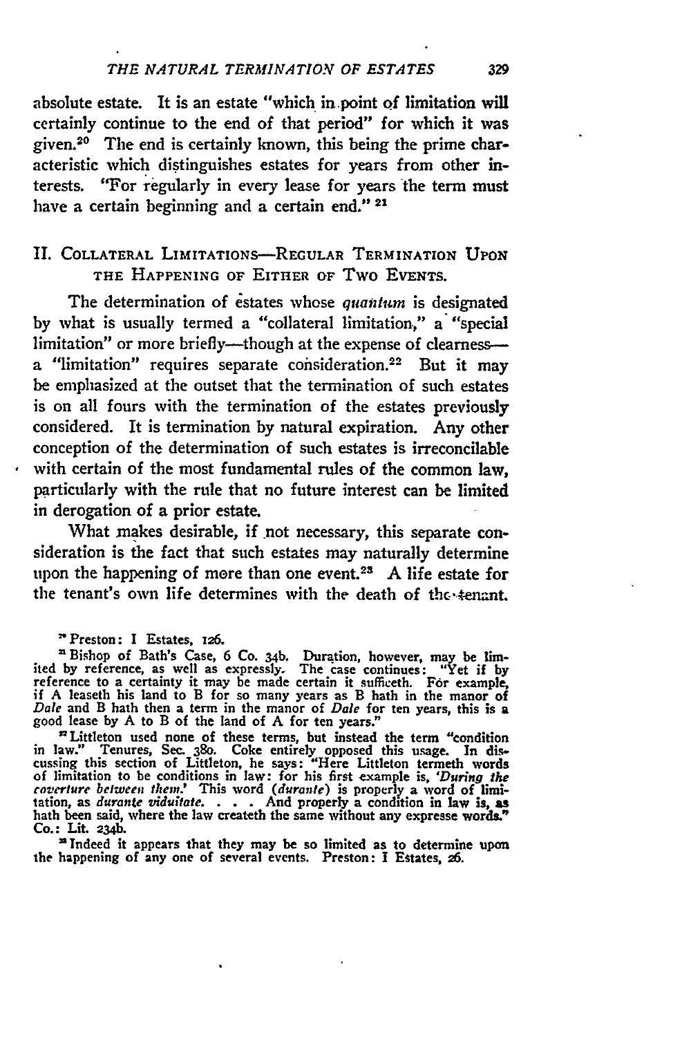absolute estate. It is an estate "which in point of limitation will certainly continue to the end of that period" for which it was given.[20] The end is certainly known, this being the prime characteristic which distinguishes estates for years from other interests. "For regularly in every lease for years the term must have a certain beginning and a certain end." [21]

## II. Collateral Limitations—Regular Termination Upon the Happening of Either of Two Events.

The determination of estates whose *quantum* is designated by what is usually termed a "collateral limitation," a "special limitation" or more briefly—though at the expense of clearness—a "limitation" requires separate consideration.[22] But it may be emphasized at the outset that the termination of such estates is on all fours with the termination of the estates previously considered. It is termination by natural expiration. Any other conception of the determination of such estates is irreconcilable with certain of the most fundamental rules of the common law, particularly with the rule that no future interest can be limited in derogation of a prior estate.

What makes desirable, if not necessary, this separate consideration is the fact that such estates may naturally determine upon the happening of more than one event.[23] A life estate for the tenant's own life determines with the death of the tenant.

---

[20] Preston: I Estates, 126.

[21] Bishop of Bath's Case, 6 Co. 34b. Duration, however, may be limited by reference, as well as expressly. The case continues: "Yet if by reference to a certainty it may be made certain it sufficeth. For example, if A leaseth his land to B for so many years as B hath in the manor of *Dale* and B hath then a term in the manor of *Dale* for ten years, this is a good lease by A to B of the land of A for ten years."

[22] Littleton used none of these terms, but instead the term "condition in law." Tenures, Sec. 380. Coke entirely opposed this usage. In discussing this section of Littleton, he says: "Here Littleton termeth words of limitation to be conditions in law: for his first example is, '*During the coverture between them.*' This word (*durante*) is properly a word of limitation, as *durante viduitate*. . . . And properly a condition in law is, as hath been said, where the law createth the same without any expresse words." Co.: Lit. 234b.

[23] Indeed it appears that they may be so limited as to determine upon the happening of any one of several events. Preston: I Estates, 26.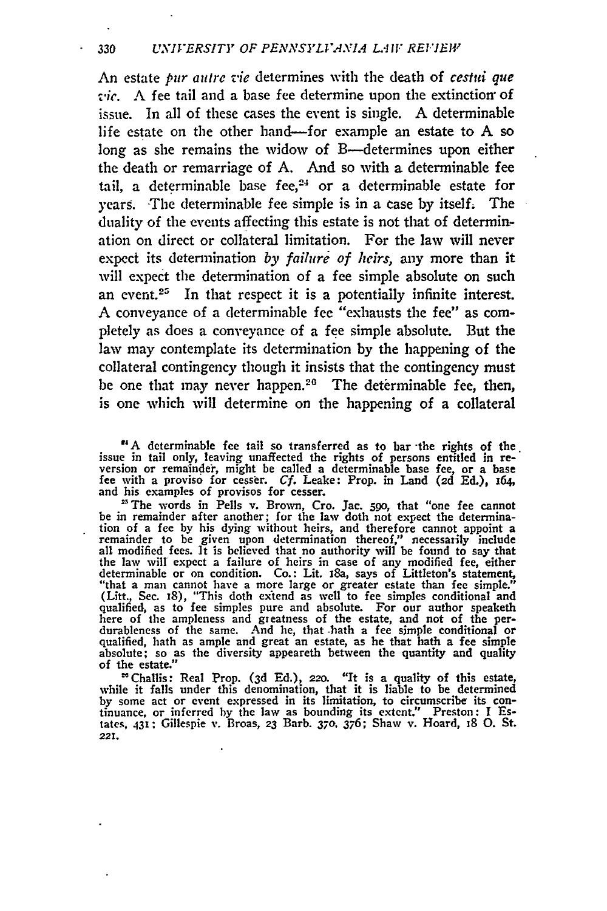An estate *pur autre vie* determines with the death of *cestui que vie*. A fee tail and a base fee determine upon the extinction of issue. In all of these cases the event is single. A determinable life estate on the other hand—for example an estate to A so long as she remains the widow of B—determines upon either the death or remarriage of A. And so with a determinable fee tail, a determinable base fee,[24] or a determinable estate for years. The determinable fee simple is in a case by itself. The duality of the events affecting this estate is not that of determination on direct or collateral limitation. For the law will never expect its determination *by failure of heirs*, any more than it will expect the determination of a fee simple absolute on such an event.[25] In that respect it is a potentially infinite interest. A conveyance of a determinable fee "exhausts the fee" as completely as does a conveyance of a fee simple absolute. But the law may contemplate its determination by the happening of the collateral contingency though it insists that the contingency must be one that may never happen.[26] The determinable fee, then, is one which will determine on the happening of a collateral

[24] A determinable fee tail so transferred as to bar the rights of the issue in tail only, leaving unaffected the rights of persons entitled in reversion or remainder, might be called a determinable base fee, or a base fee with a proviso for cesser. *Cf.* Leake: Prop. in Land (2d Ed.), 164, and his examples of provisos for cesser.

[25] The words in Pells v. Brown, Cro. Jac. 590, that "one fee cannot be in remainder after another; for the law doth not expect the determination of a fee by his dying without heirs, and therefore cannot appoint a remainder to be given upon determination thereof," necessarily include all modified fees. It is believed that no authority will be found to say that the law will expect a failure of heirs in case of any modified fee, either determinable or on condition. Co.: Lit. 18a, says of Littleton's statement, "that a man cannot have a more large or greater estate than fee simple." (Litt., Sec. 18), "This doth extend as well to fee simples conditional and qualified, as to fee simples pure and absolute. For our author speaketh here of the ampleness and greatness of the estate, and not of the perdurableness of the same. And he, that hath a fee simple conditional or qualified, hath as ample and great an estate, as he that hath a fee simple absolute; so as the diversity appeareth between the quantity and quality of the estate."

[26] Challis: Real Prop. (3d Ed.), 220. "It is a quality of this estate, while it falls under this denomination, that it is liable to be determined by some act or event expressed in its limitation, to circumscribe its continuance, or inferred by the law as bounding its extent." Preston: I Estates, 431; Gillespie v. Broas, 23 Barb. 370, 376; Shaw v. Hoard, 18 O. St. 221.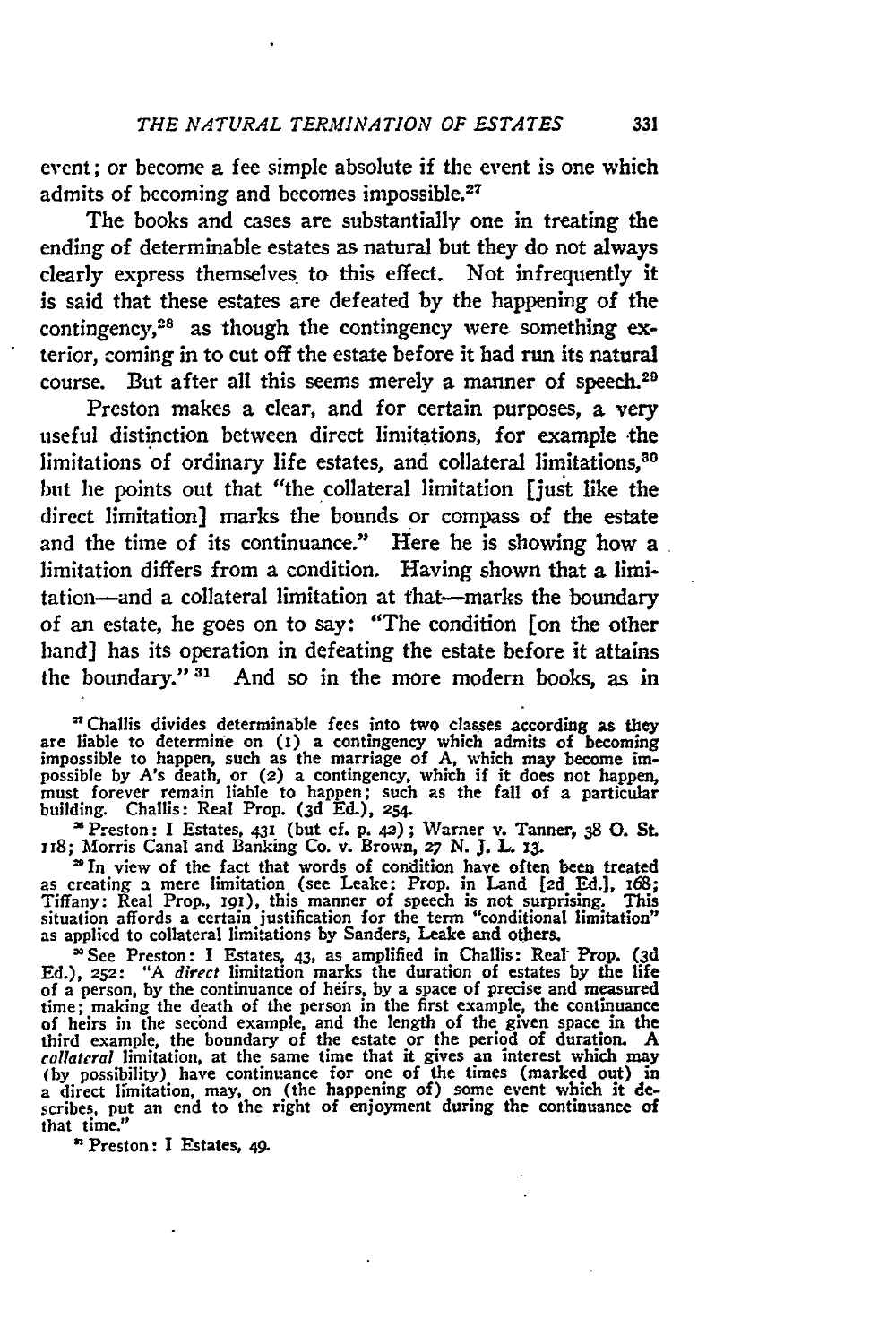event; or become a fee simple absolute if the event is one which admits of becoming and becomes impossible.[27]

The books and cases are substantially one in treating the ending of determinable estates as natural but they do not always clearly express themselves to this effect. Not infrequently it is said that these estates are defeated by the happening of the contingency,[28] as though the contingency were something exterior, coming in to cut off the estate before it had run its natural course. But after all this seems merely a manner of speech.[29]

Preston makes a clear, and for certain purposes, a very useful distinction between direct limitations, for example the limitations of ordinary life estates, and collateral limitations,[30] but he points out that "the collateral limitation [just like the direct limitation] marks the bounds or compass of the estate and the time of its continuance." Here he is showing how a limitation differs from a condition. Having shown that a limitation—and a collateral limitation at that—marks the boundary of an estate, he goes on to say: "The condition [on the other hand] has its operation in defeating the estate before it attains the boundary." [31] And so in the more modern books, as in

[27] Challis divides determinable fees into two classes according as they are liable to determine on (1) a contingency which admits of becoming impossible to happen, such as the marriage of A, which may become impossible by A's death, or (2) a contingency, which if it does not happen, must forever remain liable to happen; such as the fall of a particular building. Challis: Real Prop. (3d Ed.), 254.

[28] Preston: I Estates, 431 (but cf. p. 42); Warner v. Tanner, 38 O. St. 118; Morris Canal and Banking Co. v. Brown, 27 N. J. L. 13.

[29] In view of the fact that words of condition have often been treated as creating a mere limitation (see Leake: Prop. in Land [2d Ed.], 168; Tiffany: Real Prop., 191), this manner of speech is not surprising. This situation affords a certain justification for the term "conditional limitation" as applied to collateral limitations by Sanders, Leake and others.

[30] See Preston: I Estates, 43, as amplified in Challis: Real Prop. (3d Ed.), 252: "A *direct* limitation marks the duration of estates by the life of a person, by the continuance of heirs, by a space of precise and measured time; making the death of the person in the first example, the continuance of heirs in the second example, and the length of the given space in the third example, the boundary of the estate or the period of duration. A *collateral* limitation, at the same time that it gives an interest which may (by possibility) have continuance for one of the times (marked out) in a direct limitation, may, on (the happening of) some event which it describes, put an end to the right of enjoyment during the continuance of that time."

[31] Preston: I Estates, 49.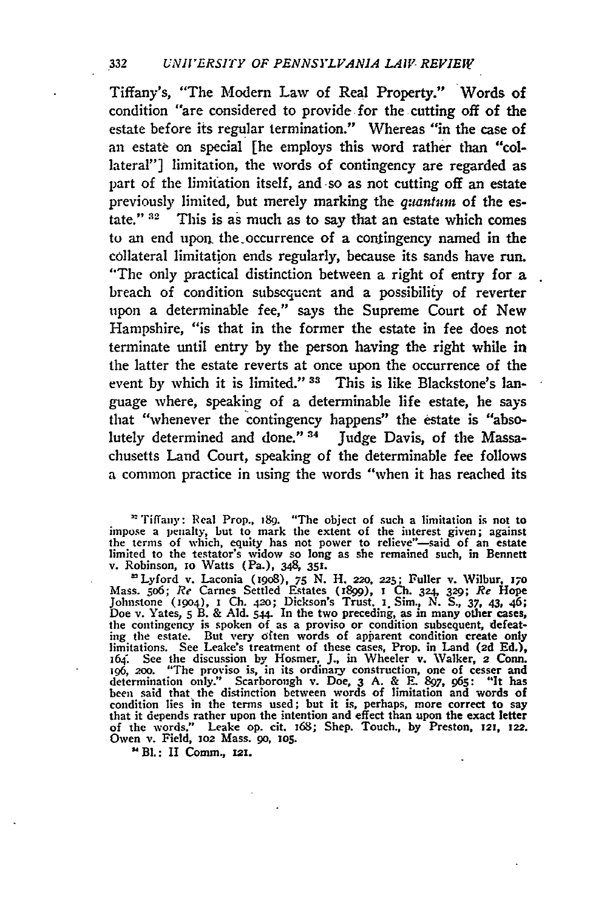Tiffany's, "The Modern Law of Real Property." Words of condition "are considered to provide for the cutting off of the estate before its regular termination." Whereas "in the case of an estate on special [he employs this word rather than "collateral"] limitation, the words of contingency are regarded as part of the limitation itself, and so as not cutting off an estate previously limited, but merely marking the *quantum* of the estate." [32] This is as much as to say that an estate which comes to an end upon the occurrence of a contingency named in the collateral limitation ends regularly, because its sands have run. "The only practical distinction between a right of entry for a breach of condition subsequent and a possibility of reverter upon a determinable fee," says the Supreme Court of New Hampshire, "is that in the former the estate in fee does not terminate until entry by the person having the right while in the latter the estate reverts at once upon the occurrence of the event by which it is limited." [33] This is like Blackstone's language where, speaking of a determinable life estate, he says that "whenever the contingency happens" the estate is "absolutely determined and done." [34] Judge Davis, of the Massachusetts Land Court, speaking of the determinable fee follows a common practice in using the words "when it has reached its

[32] Tiffany: Real Prop., 189. "The object of such a limitation is not to impose a penalty, but to mark the extent of the interest given; against the terms of which, equity has not power to relieve"—said of an estate limited to the testator's widow so long as she remained such, in Bennett v. Robinson, 10 Watts (Pa.), 348, 351.

[33] Lyford v. Laconia (1908), 75 N. H. 220, 225; Fuller v. Wilbur, 170 Mass. 506; *Re* Carnes Settled Estates (1899), 1 Ch. 324, 329; *Re* Hope Johnstone (1904), 1 Ch. 420; Dickson's Trust, 1 Sim., N. S., 37, 43, 46; Doe v. Yates, 5 B. & Ald. 544. In the two preceding, as in many other cases, the contingency is spoken of as a proviso or condition subsequent, defeating the estate. But very often words of apparent condition create only limitations. See Leake's treatment of these cases, Prop. in Land (2d Ed.), 164. See the discussion by Hosmer, J., in Wheeler v. Walker, 2 Conn. 196, 200. "The proviso is, in its ordinary construction, one of cesser and determination only." Scarborough v. Doe, 3 A. & E. 897, 965: "It has been said that the distinction between words of limitation and words of condition lies in the terms used; but it is, perhaps, more correct to say that it depends rather upon the intention and effect than upon the exact letter of the words." Leake op. cit. 168; Shep. Touch., by Preston, 121, 122. Owen v. Field, 102 Mass. 90, 105.

[34] Bl.: II Comm., 121.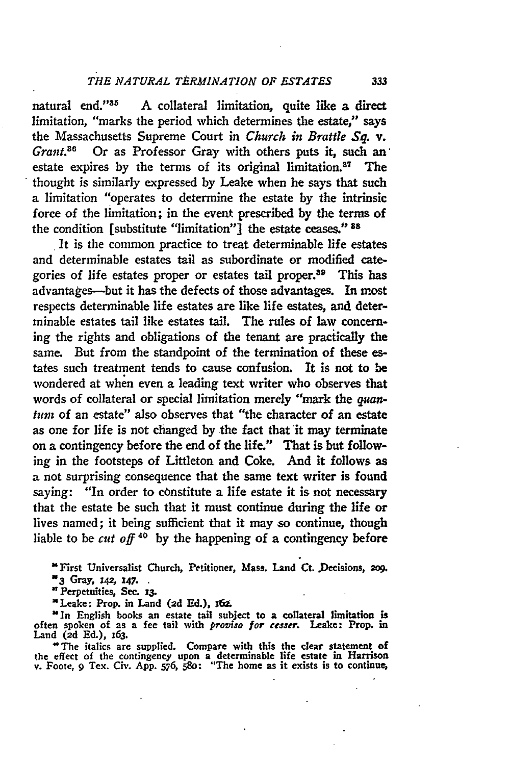natural end."[35] A collateral limitation, quite like a direct limitation, "marks the period which determines the estate," says the Massachusetts Supreme Court in *Church in Brattle Sq.* v. *Grant*.[36] Or as Professor Gray with others puts it, such an estate expires by the terms of its original limitation.[37] The thought is similarly expressed by Leake when he says that such a limitation "operates to determine the estate by the intrinsic force of the limitation; in the event prescribed by the terms of the condition [substitute "limitation"] the estate ceases." [38]

It is the common practice to treat determinable life estates and determinable estates tail as subordinate or modified categories of life estates proper or estates tail proper.[39] This has advantages—but it has the defects of those advantages. In most respects determinable life estates are like life estates, and determinable estates tail like estates tail. The rules of law concerning the rights and obligations of the tenant are practically the same. But from the standpoint of the termination of these estates such treatment tends to cause confusion. It is not to be wondered at when even a leading text writer who observes that words of collateral or special limitation merely "mark the *quantum* of an estate" also observes that "the character of an estate as one for life is not changed by the fact that it may terminate on a contingency before the end of the life." That is but following in the footsteps of Littleton and Coke. And it follows as a not surprising consequence that the same text writer is found saying: "In order to constitute a life estate it is not necessary that the estate be such that it must continue during the life or lives named; it being sufficient that it may so continue, though liable to be *cut off* [40] by the happening of a contingency before

[35] First Universalist Church, Petitioner, Mass. Land Ct. Decisions, 209.

[36] 3 Gray, 142, 147.

[37] Perpetuities, Sec. 13.

[38] Leake: Prop. in Land (2d Ed.), 162.

[39] In English books an estate tail subject to a collateral limitation is often spoken of as a fee tail with *proviso for cesser*. Leake: Prop. in Land (2d Ed.), 163.

[40] The italics are supplied. Compare with this the clear statement of the effect of the contingency upon a determinable life estate in Harrison v. Foote, 9 Tex. Civ. App. 576, 580: "The home as it exists is to continue,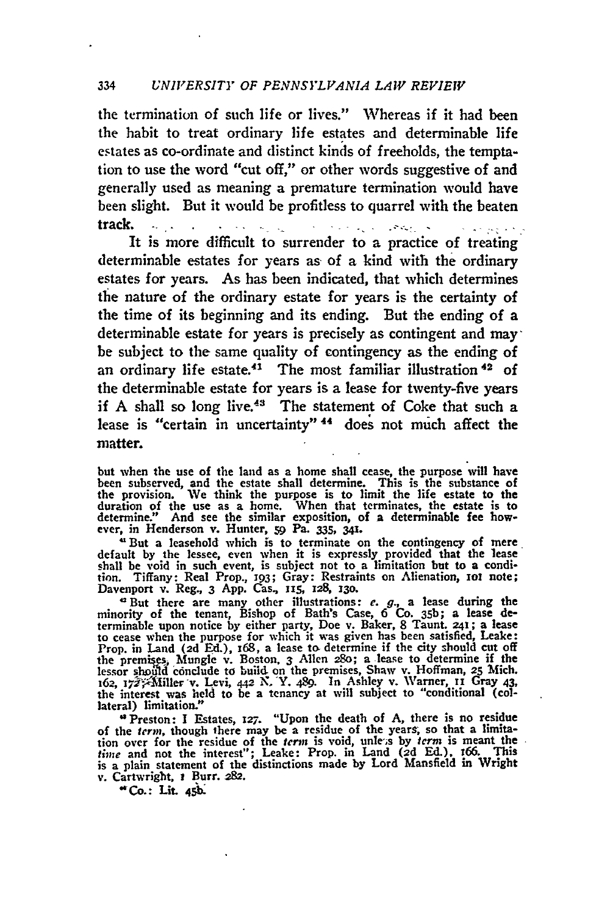the termination of such life or lives." Whereas if it had been the habit to treat ordinary life estates and determinable life estates as co-ordinate and distinct kinds of freeholds, the temptation to use the word "cut off," or other words suggestive of and generally used as meaning a premature termination would have been slight. But it would be profitless to quarrel with the beaten track.

It is more difficult to surrender to a practice of treating determinable estates for years as of a kind with the ordinary estates for years. As has been indicated, that which determines the nature of the ordinary estate for years is the certainty of the time of its beginning and its ending. But the ending of a determinable estate for years is precisely as contingent and may be subject to the same quality of contingency as the ending of an ordinary life estate.[41] The most familiar illustration[42] of the determinable estate for years is a lease for twenty-five years if A shall so long live.[43] The statement of Coke that such a lease is "certain in uncertainty"[44] does not much affect the matter.

---

but when the use of the land as a home shall cease, the purpose will have been subserved, and the estate shall determine. This is the substance of the provision. We think the purpose is to limit the life estate to the duration of the use as a home. When that terminates, the estate is to determine." And see the similar exposition, of a determinable fee however, in Henderson v. Hunter, 59 Pa. 335, 341.

[41] But a leasehold which is to terminate on the contingency of mere default by the lessee, even when it is expressly provided that the lease shall be void in such event, is subject not to a limitation but to a condition. Tiffany: Real Prop., 193; Gray: Restraints on Alienation, 101 note; Davenport v. Reg., 3 App. Cas., 115, 128, 130.

[42] But there are many other illustrations: *e. g.*, a lease during the minority of the tenant, Bishop of Bath's Case, 6 Co. 35b; a lease determinable upon notice by either party, Doe v. Baker, 8 Taunt. 241; a lease to cease when the purpose for which it was given has been satisfied, Leake: Prop. in Land (2d Ed.), 168, a lease to determine if the city should cut off the premises, Mungle v. Boston, 3 Allen 280; a lease to determine if the lessor should conclude to build on the premises, Shaw v. Hoffman, 25 Mich. 162, 172; Miller v. Levi, 442 N. Y. 489. In Ashley v. Warner, 11 Gray 43, the interest was held to be a tenancy at will subject to "conditional (collateral) limitation."

[43] Preston: I Estates, 127. "Upon the death of A, there is no residue of the *term*, though there may be a residue of the years, so that a limitation over for the residue of the *term* is void, unless by *term* is meant the *time* and not the interest"; Leake: Prop. in Land (2d Ed.), 166. This is a plain statement of the distinctions made by Lord Mansfield in Wright v. Cartwright, 1 Burr. 282.

[44] Co.: Lit. 45b.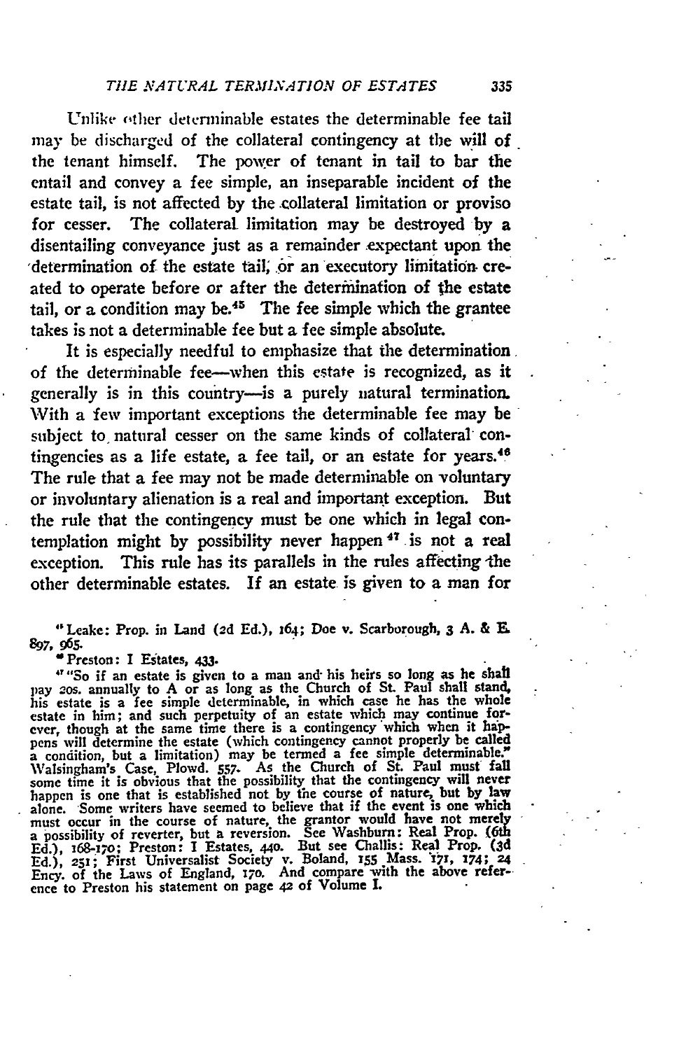Unlike other determinable estates the determinable fee tail may be discharged of the collateral contingency at the will of the tenant himself. The power of tenant in tail to bar the entail and convey a fee simple, an inseparable incident of the estate tail, is not affected by the collateral limitation or proviso for cesser. The collateral limitation may be destroyed by a disentailing conveyance just as a remainder expectant upon the determination of the estate tail, or an executory limitation created to operate before or after the determination of the estate tail, or a condition may be.[45] The fee simple which the grantee takes is not a determinable fee but a fee simple absolute.

It is especially needful to emphasize that the determination of the determinable fee—when this estate is recognized, as it generally is in this country—is a purely natural termination. With a few important exceptions the determinable fee may be subject to natural cesser on the same kinds of collateral contingencies as a life estate, a fee tail, or an estate for years.[46] The rule that a fee may not be made determinable on voluntary or involuntary alienation is a real and important exception. But the rule that the contingency must be one which in legal contemplation might by possibility never happen[47] is not a real exception. This rule has its parallels in the rules affecting the other determinable estates. If an estate is given to a man for

---

[45] Leake: Prop. in Land (2d Ed.), 164; Doe v. Scarborough, 3 A. & E. 897, 965.

[46] Preston: I Estates, 433.

[47] "So if an estate is given to a man and his heirs so long as he shall pay 20s. annually to A or as long as the Church of St. Paul shall stand, his estate is a fee simple determinable, in which case he has the whole estate in him; and such perpetuity of an estate which may continue forever, though at the same time there is a contingency which when it happens will determine the estate (which contingency cannot properly be called a condition, but a limitation) may be termed a fee simple determinable." Walsingham's Case, Plowd. 557. As the Church of St. Paul must fall some time it is obvious that the possibility that the contingency will never happen is one that is established not by the course of nature, but by law alone. Some writers have seemed to believe that if the event is one which must occur in the course of nature, the grantor would have not merely a possibility of reverter, but a reversion. See Washburn: Real Prop. (6th Ed.), 168-170; Preston: I Estates, 440. But see Challis: Real Prop. (3d Ed.), 251; First Universalist Society v. Boland, 155 Mass. 171, 174; 24 Ency. of the Laws of England, 170. And compare with the above reference to Preston his statement on page 42 of Volume I.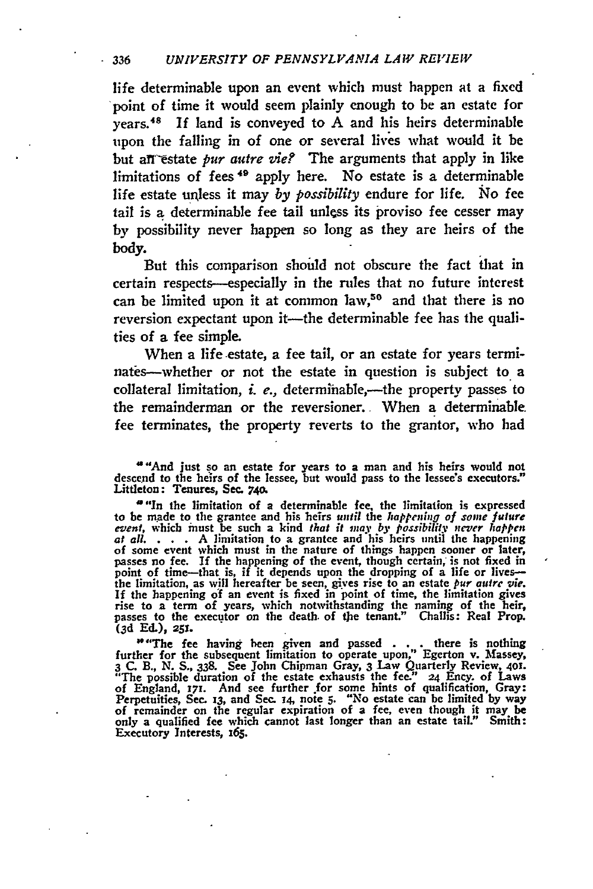life determinable upon an event which must happen at a fixed point of time it would seem plainly enough to be an estate for years.[48] If land is conveyed to A and his heirs determinable upon the falling in of one or several lives what would it be but an estate *pur autre vie?* The arguments that apply in like limitations of fees[49] apply here. No estate is a determinable life estate unless it may *by possibility* endure for life. No fee tail is a determinable fee tail unless its proviso fee cesser may by possibility never happen so long as they are heirs of the body.

But this comparison should not obscure the fact that in certain respects—especially in the rules that no future interest can be limited upon it at common law,[50] and that there is no reversion expectant upon it—the determinable fee has the qualities of a fee simple.

When a life estate, a fee tail, or an estate for years terminates—whether or not the estate in question is subject to a collateral limitation, *i. e.*, determinable,—the property passes to the remainderman or the reversioner. When a determinable fee terminates, the property reverts to the grantor, who had

[48] "And just so an estate for years to a man and his heirs would not descend to the heirs of the lessee, but would pass to the lessee's executors." Littleton: Tenures, Sec. 740.

[49] "In the limitation of a determinable fee, the limitation is expressed to be made to the grantee and his heirs *until* the *happening of some future event*, which must be such a kind *that it may by possibility never happen at all*. . . . A limitation to a grantee and his heirs until the happening of some event which must in the nature of things happen sooner or later, passes no fee. If the happening of the event, though certain, is not fixed in point of time—that is, if it depends upon the dropping of a life or lives—the limitation, as will hereafter be seen, gives rise to an estate *pur autre vie*. If the happening of an event is fixed in point of time, the limitation gives rise to a term of years, which notwithstanding the naming of the heir, passes to the executor on the death of the tenant." Challis: Real Prop. (3d Ed.), 251.

[50] "The fee having been given and passed . . . there is nothing further for the subsequent limitation to operate upon," Egerton v. Massey, 3 C. B., N. S., 338. See John Chipman Gray, 3 Law Quarterly Review, 401. "The possible duration of the estate exhausts the fee." 24 Ency. of Laws of England, 171. And see further for some hints of qualification, Gray: Perpetuities, Sec. 13, and Sec. 14, note 5. "No estate can be limited by way of remainder on the regular expiration of a fee, even though it may be only a qualified fee which cannot last longer than an estate tail." Smith: Executory Interests, 165.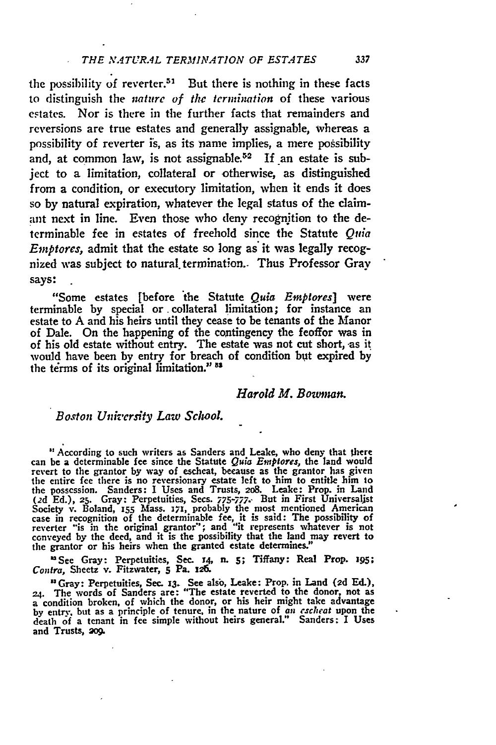the possibility of reverter.[51] But there is nothing in these facts to distinguish the *nature of the termination* of these various estates. Nor is there in the further facts that remainders and reversions are true estates and generally assignable, whereas a possibility of reverter is, as its name implies, a mere possibility and, at common law, is not assignable.[52] If an estate is subject to a limitation, collateral or otherwise, as distinguished from a condition, or executory limitation, when it ends it does so by natural expiration, whatever the legal status of the claimant next in line. Even those who deny recognition to the determinable fee in estates of freehold since the Statute *Quia Emptores*, admit that the estate so long as it was legally recognized was subject to natural termination. Thus Professor Gray says:

"Some estates [before the Statute *Quia Emptores*] were terminable by special or collateral limitation; for instance an estate to A and his heirs until they cease to be tenants of the Manor of Dale. On the happening of the contingency the feoffor was in of his old estate without entry. The estate was not cut short, as it would have been by entry for breach of condition but expired by the terms of its original limitation." [53]

*Harold M. Bowman.*

*Boston University Law School.*

[51] According to such writers as Sanders and Leake, who deny that there can be a determinable fee since the Statute *Quia Emptores*, the land would revert to the grantor by way of escheat, because as the grantor has given the entire fee there is no reversionary estate left to him to entitle him to the possession. Sanders: I Uses and Trusts, 208. Leake: Prop. in Land (2d Ed.), 25. Gray: Perpetuities, Secs. 775-777. But in First Universalist Society v. Boland, 155 Mass. 171, probably the most mentioned American case in recognition of the determinable fee, it is said: The possibility of reverter "is in the original grantor"; and "it represents whatever is not conveyed by the deed, and it is the possibility that the land may revert to the grantor or his heirs when the granted estate determines."

[52] See Gray: Perpetuities, Sec. 14, n. 5; Tiffany: Real Prop. 195; *Contra*, Sheetz v. Fitzwater, 5 Pa. 126.

[53] Gray: Perpetuities, Sec. 13. See also, Leake: Prop. in Land (2d Ed.), 24. The words of Sanders are: "The estate reverted to the donor, not as a condition broken, of which the donor, or his heir might take advantage by entry, but as a principle of tenure, in the nature of *an escheat* upon the death of a tenant in fee simple without heirs general." Sanders: I Uses and Trusts, 209.